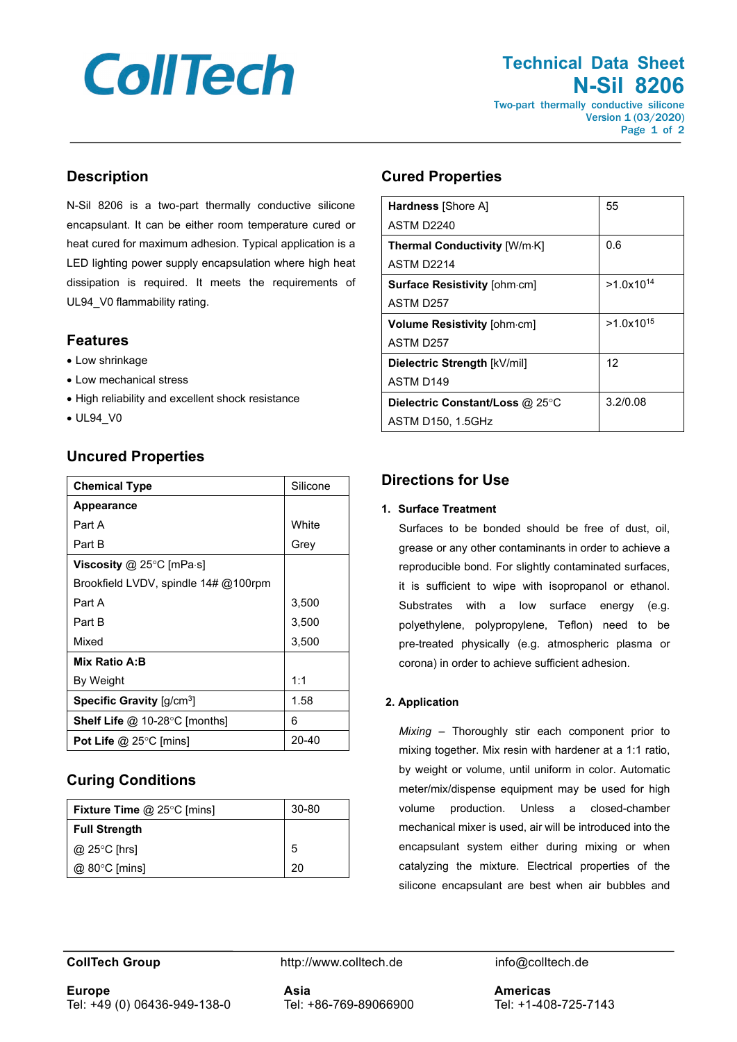# CollTech

## Technical Data Sheet

# N-Sil 8206

**Two-part thermally conductive silicone**

Version 1 (03/2020)

## Description

N-Sil 8206 is a two-part thermally conductive silicone encapsulant. It can be either room temperature cured or heat cured for maximum adhesion. Typical application is a LED lighting power supply encapsulation where high heat dissipation is required. It meets the requirements of UL94_V0 flammability rating.

## Features

- Low shrinkage
- Low mechanical stress
- High reliability and excellent shock resistance
- UL94_V0

## Uncured Properties

| | |
|---|---|
| **Chemical Type** | Silicone |
| **Appearance** | |
| Part A | White |
| Part B | Grey |
| **Viscosity** @ 25°C [mPa·s] | |
| Brookfield LVDV, spindle 14# @100rpm | |
| Part A | 3,500 |
| Part B | 3,500 |
| Mixed | 3,500 |
| **Mix Ratio A:B** | |
| By Weight | 1:1 |
| **Specific Gravity** [g/cm³] | 1.58 |
| **Shelf Life** @ 10-28°C [months] | 6 |
| **Pot Life** @ 25°C [mins] | 20-40 |

## Curing Conditions

| | |
|---|---|
| **Fixture Time** @ 25°C [mins] | 30-80 |
| **Full Strength** | |
| @ 25°C [hrs] | 5 |
| @ 80°C [mins] | 20 |

## Cured Properties

| | |
|---|---|
| **Hardness** [Shore A] ASTM D2240 | 55 |
| **Thermal Conductivity** [W/m·K] ASTM D2214 | 0.6 |
| **Surface Resistivity** [ohm·cm] ASTM D257 | $>1.0 \times 10^{14}$ |
| **Volume Resistivity** [ohm·cm] ASTM D257 | $>1.0 \times 10^{15}$ |
| **Dielectric Strength** [kV/mil] ASTM D149 | 12 |
| **Dielectric Constant/Loss** @ 25°C ASTM D150, 1.5GHz | 3.2/0.08 |

## Directions for Use

**1. Surface Treatment**

Surfaces to be bonded should be free of dust, oil, grease or any other contaminants in order to achieve a reproducible bond. For slightly contaminated surfaces, it is sufficient to wipe with isopropanol or ethanol. Substrates with a low surface energy (e.g. polyethylene, polypropylene, Teflon) need to be pre-treated physically (e.g. atmospheric plasma or corona) in order to achieve sufficient adhesion.

**2. Application**

*Mixing* – Thoroughly stir each component prior to mixing together. Mix resin with hardener at a 1:1 ratio, by weight or volume, until uniform in color. Automatic meter/mix/dispense equipment may be used for high volume production. Unless a closed-chamber mechanical mixer is used, air will be introduced into the encapsulant system either during mixing or when catalyzing the mixture. Electrical properties of the silicone encapsulant are best when air bubbles and

**CollTech Group** http://www.colltech.de info@colltech.de

**Europe**
Tel: +49 (0) 06436-949-138-0

**Asia**
Tel: +86-769-89066900

**Americas**
Tel: +1-408-725-7143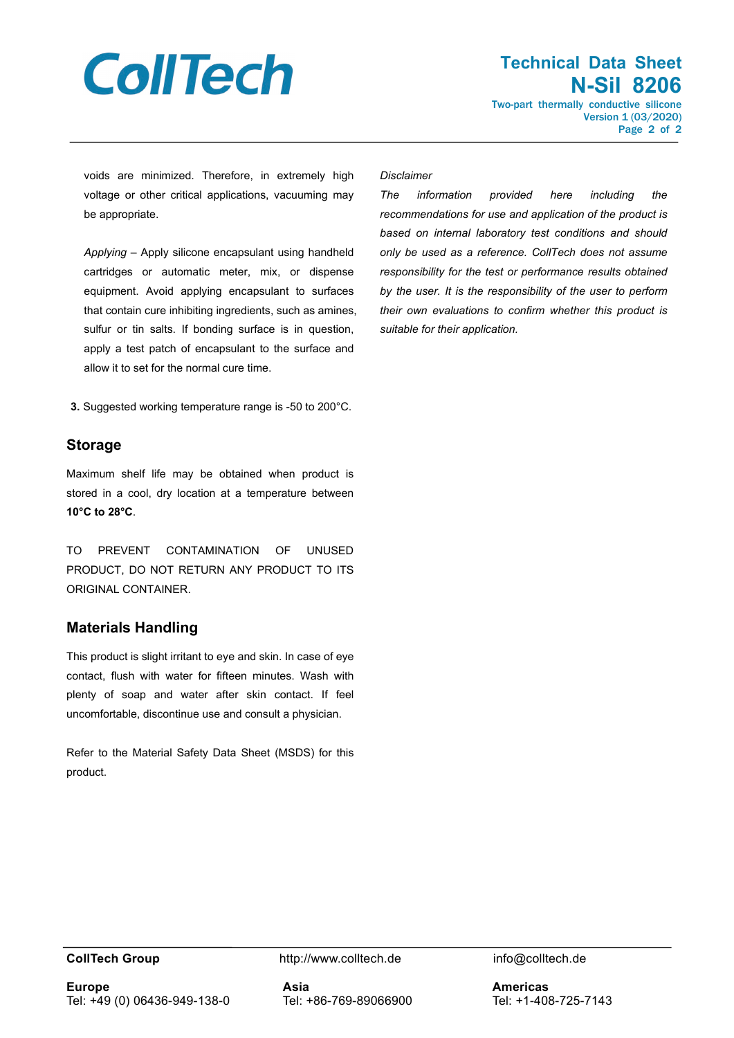voids are minimized. Therefore, in extremely high voltage or other critical applications, vacuuming may be appropriate.

*Applying* – Apply silicone encapsulant using handheld cartridges or automatic meter, mix, or dispense equipment. Avoid applying encapsulant to surfaces that contain cure inhibiting ingredients, such as amines, sulfur or tin salts. If bonding surface is in question, apply a test patch of encapsulant to the surface and allow it to set for the normal cure time.

**3.** Suggested working temperature range is -50 to 200°C.

## Storage

Maximum shelf life may be obtained when product is stored in a cool, dry location at a temperature between **10°C to 28°C**.

TO PREVENT CONTAMINATION OF UNUSED PRODUCT, DO NOT RETURN ANY PRODUCT TO ITS ORIGINAL CONTAINER.

## Materials Handling

This product is slight irritant to eye and skin. In case of eye contact, flush with water for fifteen minutes. Wash with plenty of soap and water after skin contact. If feel uncomfortable, discontinue use and consult a physician.

Refer to the Material Safety Data Sheet (MSDS) for this product.

*Disclaimer*

*The information provided here including the recommendations for use and application of the product is based on internal laboratory test conditions and should only be used as a reference. CollTech does not assume responsibility for the test or performance results obtained by the user. It is the responsibility of the user to perform their own evaluations to confirm whether this product is suitable for their application.*

**CollTech Group** http://www.colltech.de info@colltech.de

**Europe**
Tel: +49 (0) 06436-949-138-0

**Asia**
Tel: +86-769-89066900

**Americas**
Tel: +1-408-725-7143